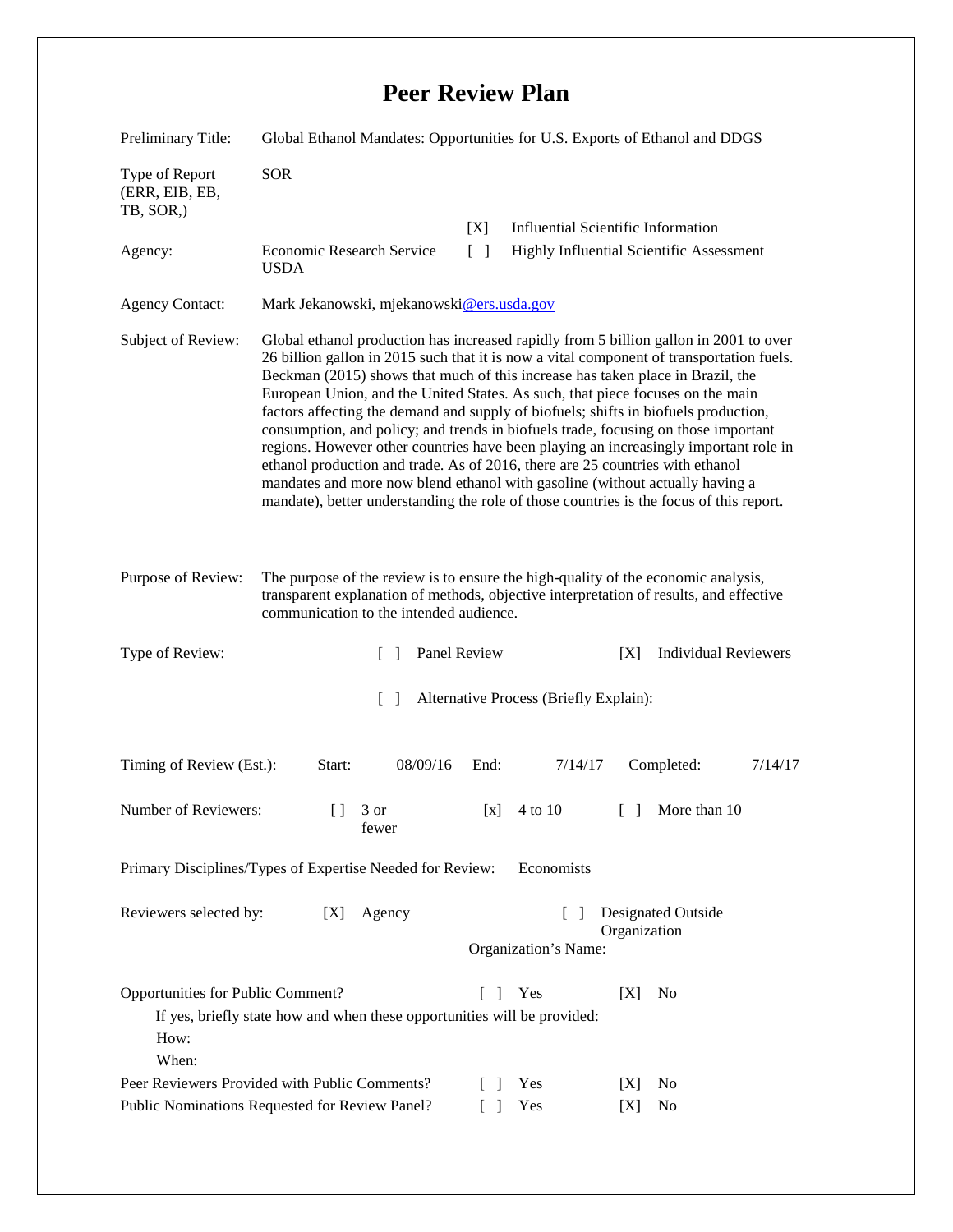# Peer Review Plan

| | |
|---|---|
| Preliminary Title: | Global Ethanol Mandates: Opportunities for U.S. Exports of Ethanol and DDGS |
| Type of Report (ERR, EIB, EB, TB, SOR,) | SOR |
| Agency: | Economic Research Service USDA |
| | [X] Influential Scientific Information |
| | [ ] Highly Influential Scientific Assessment |
| Agency Contact: | Mark Jekanowski, mjekanowski@ers.usda.gov |

Subject of Review: Global ethanol production has increased rapidly from 5 billion gallon in 2001 to over 26 billion gallon in 2015 such that it is now a vital component of transportation fuels. Beckman (2015) shows that much of this increase has taken place in Brazil, the European Union, and the United States. As such, that piece focuses on the main factors affecting the demand and supply of biofuels; shifts in biofuels production, consumption, and policy; and trends in biofuels trade, focusing on those important regions. However other countries have been playing an increasingly important role in ethanol production and trade. As of 2016, there are 25 countries with ethanol mandates and more now blend ethanol with gasoline (without actually having a mandate), better understanding the role of those countries is the focus of this report.

Purpose of Review: The purpose of the review is to ensure the high-quality of the economic analysis, transparent explanation of methods, objective interpretation of results, and effective communication to the intended audience.

Type of Review: [ ] Panel Review [X] Individual Reviewers

[ ] Alternative Process (Briefly Explain):

Timing of Review (Est.): Start: 08/09/16 End: 7/14/17 Completed: 7/14/17

Number of Reviewers: [ ] 3 or fewer [x] 4 to 10 [ ] More than 10

Primary Disciplines/Types of Expertise Needed for Review: Economists

Reviewers selected by: [X] Agency [ ] Designated Outside Organization

Organization's Name:

Opportunities for Public Comment? [ ] Yes [X] No

If yes, briefly state how and when these opportunities will be provided:

How:

When:

Peer Reviewers Provided with Public Comments? [ ] Yes [X] No

Public Nominations Requested for Review Panel? [ ] Yes [X] No